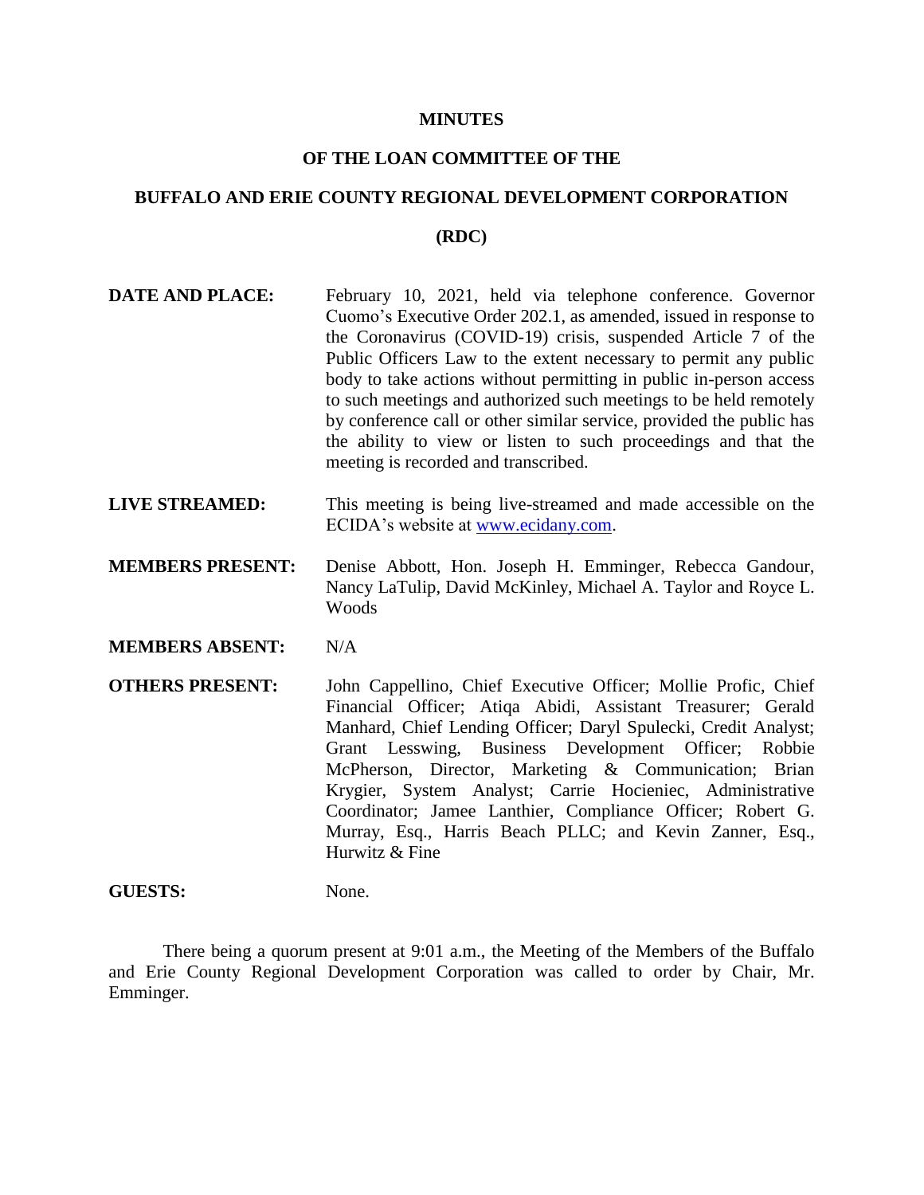# MINUTES

## OF THE LOAN COMMITTEE OF THE

## BUFFALO AND ERIE COUNTY REGIONAL DEVELOPMENT CORPORATION

## (RDC)

**DATE AND PLACE:** February 10, 2021, held via telephone conference. Governor Cuomo's Executive Order 202.1, as amended, issued in response to the Coronavirus (COVID-19) crisis, suspended Article 7 of the Public Officers Law to the extent necessary to permit any public body to take actions without permitting in public in-person access to such meetings and authorized such meetings to be held remotely by conference call or other similar service, provided the public has the ability to view or listen to such proceedings and that the meeting is recorded and transcribed.

**LIVE STREAMED:** This meeting is being live-streamed and made accessible on the ECIDA's website at [www.ecidany.com](http://www.ecidany.com).

**MEMBERS PRESENT:** Denise Abbott, Hon. Joseph H. Emminger, Rebecca Gandour, Nancy LaTulip, David McKinley, Michael A. Taylor and Royce L. Woods

**MEMBERS ABSENT:** N/A

**OTHERS PRESENT:** John Cappellino, Chief Executive Officer; Mollie Profic, Chief Financial Officer; Atiqa Abidi, Assistant Treasurer; Gerald Manhard, Chief Lending Officer; Daryl Spulecki, Credit Analyst; Grant Lesswing, Business Development Officer; Robbie McPherson, Director, Marketing & Communication; Brian Krygier, System Analyst; Carrie Hocieniec, Administrative Coordinator; Jamee Lanthier, Compliance Officer; Robert G. Murray, Esq., Harris Beach PLLC; and Kevin Zanner, Esq., Hurwitz & Fine

**GUESTS:** None.

There being a quorum present at 9:01 a.m., the Meeting of the Members of the Buffalo and Erie County Regional Development Corporation was called to order by Chair, Mr. Emminger.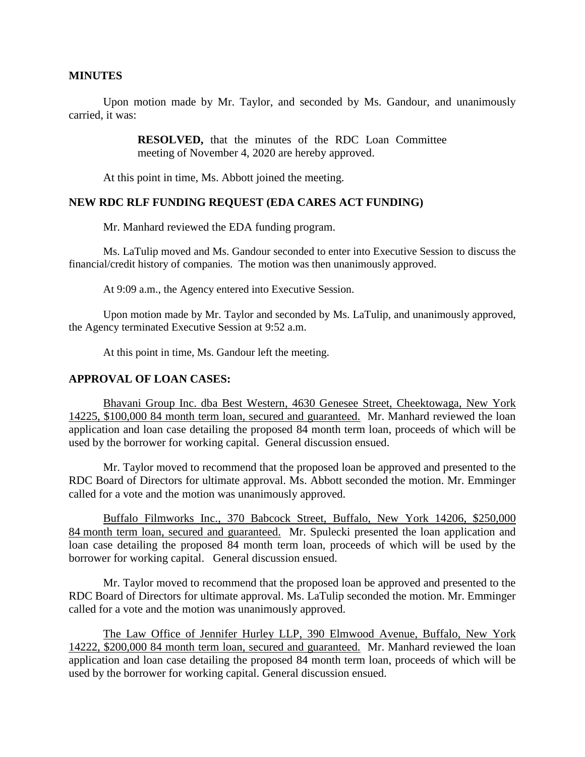## MINUTES

Upon motion made by Mr. Taylor, and seconded by Ms. Gandour, and unanimously carried, it was:

> **RESOLVED,** that the minutes of the RDC Loan Committee meeting of November 4, 2020 are hereby approved.

At this point in time, Ms. Abbott joined the meeting.

## NEW RDC RLF FUNDING REQUEST (EDA CARES ACT FUNDING)

Mr. Manhard reviewed the EDA funding program.

Ms. LaTulip moved and Ms. Gandour seconded to enter into Executive Session to discuss the financial/credit history of companies. The motion was then unanimously approved.

At 9:09 a.m., the Agency entered into Executive Session.

Upon motion made by Mr. Taylor and seconded by Ms. LaTulip, and unanimously approved, the Agency terminated Executive Session at 9:52 a.m.

At this point in time, Ms. Gandour left the meeting.

## APPROVAL OF LOAN CASES:

Bhavani Group Inc. dba Best Western, 4630 Genesee Street, Cheektowaga, New York 14225, $100,000 84 month term loan, secured and guaranteed. Mr. Manhard reviewed the loan application and loan case detailing the proposed 84 month term loan, proceeds of which will be used by the borrower for working capital. General discussion ensued.

Mr. Taylor moved to recommend that the proposed loan be approved and presented to the RDC Board of Directors for ultimate approval. Ms. Abbott seconded the motion. Mr. Emminger called for a vote and the motion was unanimously approved.

Buffalo Filmworks Inc., 370 Babcock Street, Buffalo, New York 14206, $250,000 84 month term loan, secured and guaranteed. Mr. Spulecki presented the loan application and loan case detailing the proposed 84 month term loan, proceeds of which will be used by the borrower for working capital. General discussion ensued.

Mr. Taylor moved to recommend that the proposed loan be approved and presented to the RDC Board of Directors for ultimate approval. Ms. LaTulip seconded the motion. Mr. Emminger called for a vote and the motion was unanimously approved.

The Law Office of Jennifer Hurley LLP, 390 Elmwood Avenue, Buffalo, New York 14222, $200,000 84 month term loan, secured and guaranteed. Mr. Manhard reviewed the loan application and loan case detailing the proposed 84 month term loan, proceeds of which will be used by the borrower for working capital. General discussion ensued.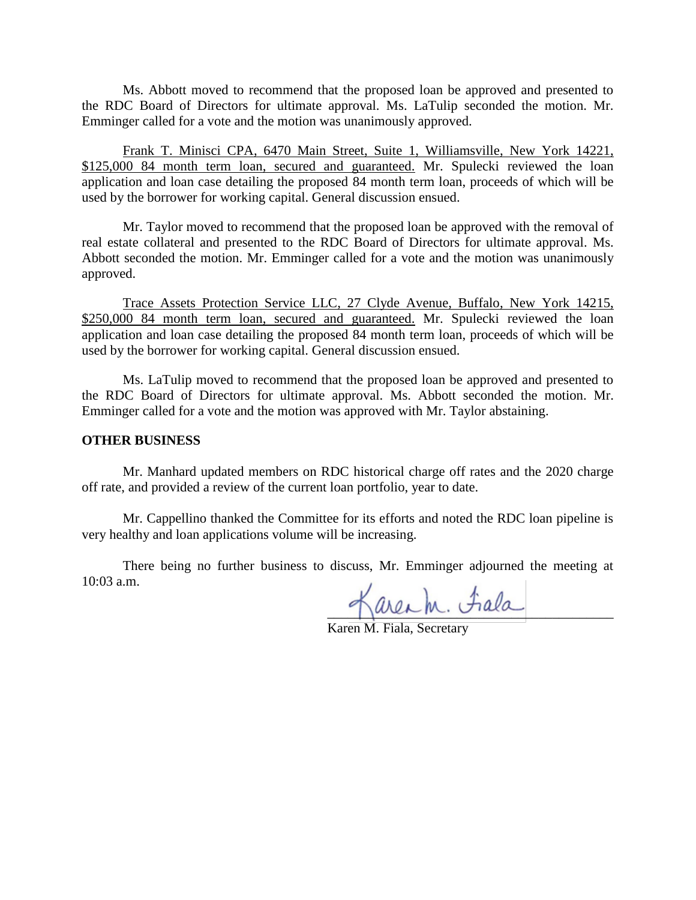Ms. Abbott moved to recommend that the proposed loan be approved and presented to the RDC Board of Directors for ultimate approval. Ms. LaTulip seconded the motion. Mr. Emminger called for a vote and the motion was unanimously approved.

Frank T. Minisci CPA, 6470 Main Street, Suite 1, Williamsville, New York 14221, $125,000 84 month term loan, secured and guaranteed. Mr. Spulecki reviewed the loan application and loan case detailing the proposed 84 month term loan, proceeds of which will be used by the borrower for working capital. General discussion ensued.

Mr. Taylor moved to recommend that the proposed loan be approved with the removal of real estate collateral and presented to the RDC Board of Directors for ultimate approval. Ms. Abbott seconded the motion. Mr. Emminger called for a vote and the motion was unanimously approved.

Trace Assets Protection Service LLC, 27 Clyde Avenue, Buffalo, New York 14215, $250,000 84 month term loan, secured and guaranteed. Mr. Spulecki reviewed the loan application and loan case detailing the proposed 84 month term loan, proceeds of which will be used by the borrower for working capital. General discussion ensued.

Ms. LaTulip moved to recommend that the proposed loan be approved and presented to the RDC Board of Directors for ultimate approval. Ms. Abbott seconded the motion. Mr. Emminger called for a vote and the motion was approved with Mr. Taylor abstaining.

**OTHER BUSINESS**

Mr. Manhard updated members on RDC historical charge off rates and the 2020 charge off rate, and provided a review of the current loan portfolio, year to date.

Mr. Cappellino thanked the Committee for its efforts and noted the RDC loan pipeline is very healthy and loan applications volume will be increasing.

There being no further business to discuss, Mr. Emminger adjourned the meeting at 10:03 a.m.

Karen M. Fiala, Secretary